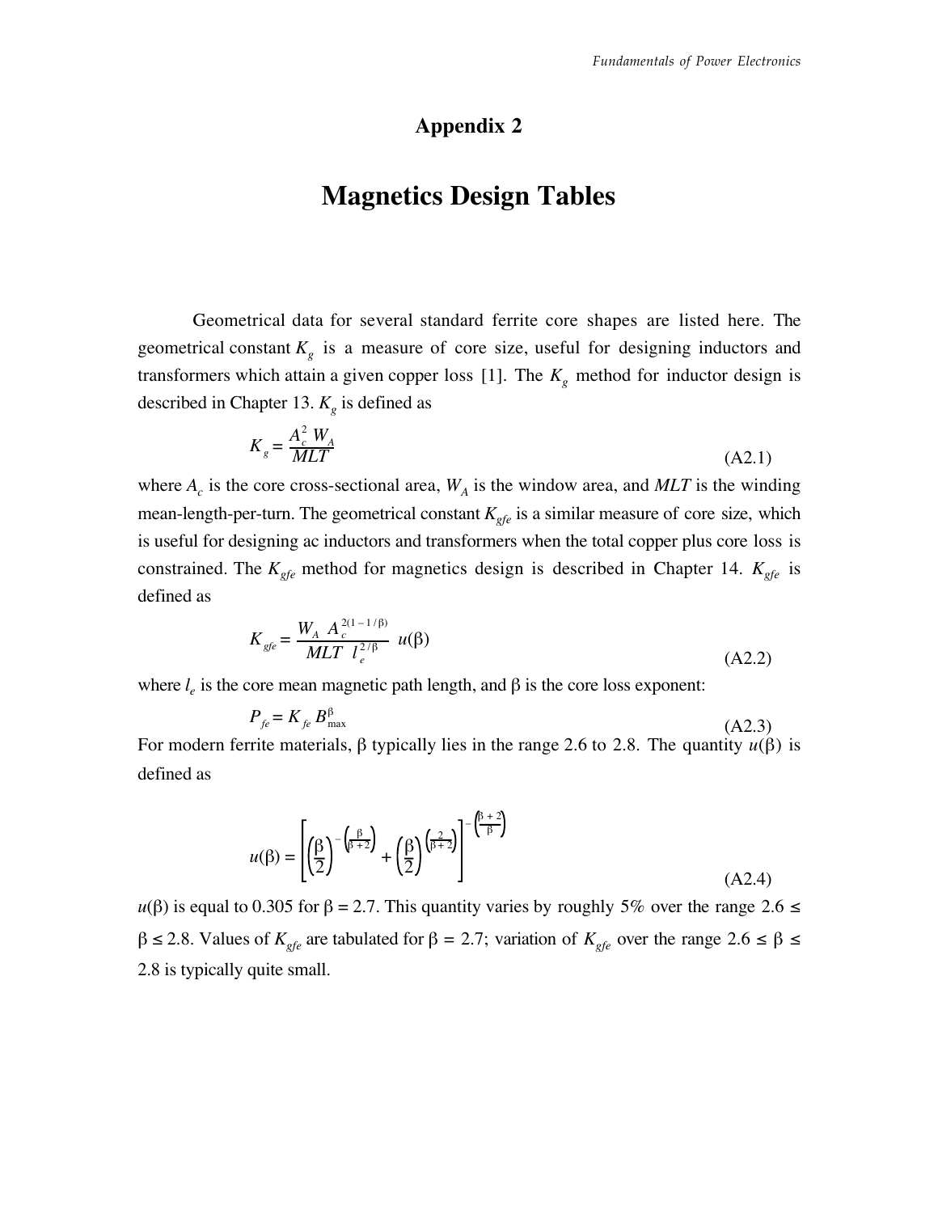# Appendix 2

# Magnetics Design Tables

Geometrical data for several standard ferrite core shapes are listed here. The geometrical constant $K_g$ is a measure of core size, useful for designing inductors and transformers which attain a given copper loss [1]. The $K_g$ method for inductor design is described in Chapter 13. $K_g$ is defined as

$$K_g = \frac{A_c^2 \, W_A}{MLT} \tag{A2.1}$$

where $A_c$ is the core cross-sectional area, $W_A$ is the window area, and *MLT* is the winding mean-length-per-turn. The geometrical constant $K_{gfe}$ is a similar measure of core size, which is useful for designing ac inductors and transformers when the total copper plus core loss is constrained. The $K_{gfe}$ method for magnetics design is described in Chapter 14. $K_{gfe}$ is defined as

$$K_{gfe} = \frac{W_A \, A_c^{2(1-1/\beta)}}{MLT \; l_e^{2/\beta}} \; u(\beta) \tag{A2.2}$$

where $l_e$ is the core mean magnetic path length, and $\beta$ is the core loss exponent:

$$P_{fe} = K_{fe} \, B_{\max}^{\beta} \tag{A2.3}$$

For modern ferrite materials, $\beta$ typically lies in the range 2.6 to 2.8. The quantity $u(\beta)$ is defined as

$$u(\beta) = \left[ \left(\frac{\beta}{2}\right)^{-\left(\frac{\beta}{\beta+2}\right)} + \left(\frac{\beta}{2}\right)^{\left(\frac{2}{\beta+2}\right)} \right]^{-\left(\frac{\beta+2}{\beta}\right)} \tag{A2.4}$$

$u(\beta)$ is equal to 0.305 for $\beta = 2.7$. This quantity varies by roughly 5% over the range $2.6 \le \beta \le 2.8$. Values of $K_{gfe}$ are tabulated for $\beta = 2.7$; variation of $K_{gfe}$ over the range $2.6 \le \beta \le 2.8$ is typically quite small.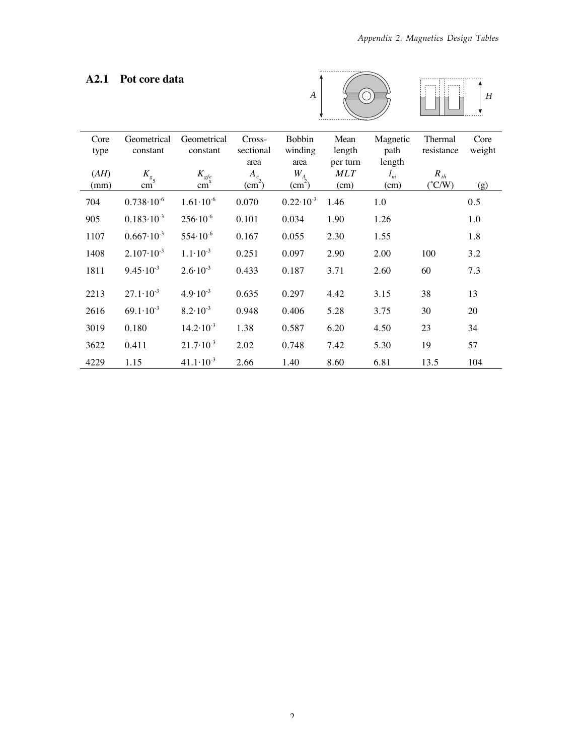## A2.1 Pot core data

| Core type (*AH*) (mm) | Geometrical constant $K_g$ cm$^5$ | Geometrical constant $K_{gfe}$ cm$^x$ | Cross-sectional area $A_c$ (cm$^2$) | Bobbin winding area $W_A$ (cm$^2$) | Mean length per turn *MLT* (cm) | Magnetic path length $l_m$ (cm) | Thermal resistance $R_{th}$ (°C/W) | Core weight (g) |
|---|---|---|---|---|---|---|---|---|
| 704 | $0.738 \cdot 10^{-6}$ | $1.61 \cdot 10^{-6}$ | 0.070 | $0.22 \cdot 10^{-3}$ | 1.46 | 1.0 | | 0.5 |
| 905 | $0.183 \cdot 10^{-3}$ | $256 \cdot 10^{-6}$ | 0.101 | 0.034 | 1.90 | 1.26 | | 1.0 |
| 1107 | $0.667 \cdot 10^{-3}$ | $554 \cdot 10^{-6}$ | 0.167 | 0.055 | 2.30 | 1.55 | | 1.8 |
| 1408 | $2.107 \cdot 10^{-3}$ | $1.1 \cdot 10^{-3}$ | 0.251 | 0.097 | 2.90 | 2.00 | 100 | 3.2 |
| 1811 | $9.45 \cdot 10^{-3}$ | $2.6 \cdot 10^{-3}$ | 0.433 | 0.187 | 3.71 | 2.60 | 60 | 7.3 |
| 2213 | $27.1 \cdot 10^{-3}$ | $4.9 \cdot 10^{-3}$ | 0.635 | 0.297 | 4.42 | 3.15 | 38 | 13 |
| 2616 | $69.1 \cdot 10^{-3}$ | $8.2 \cdot 10^{-3}$ | 0.948 | 0.406 | 5.28 | 3.75 | 30 | 20 |
| 3019 | 0.180 | $14.2 \cdot 10^{-3}$ | 1.38 | 0.587 | 6.20 | 4.50 | 23 | 34 |
| 3622 | 0.411 | $21.7 \cdot 10^{-3}$ | 2.02 | 0.748 | 7.42 | 5.30 | 19 | 57 |
| 4229 | 1.15 | $41.1 \cdot 10^{-3}$ | 2.66 | 1.40 | 8.60 | 6.81 | 13.5 | 104 |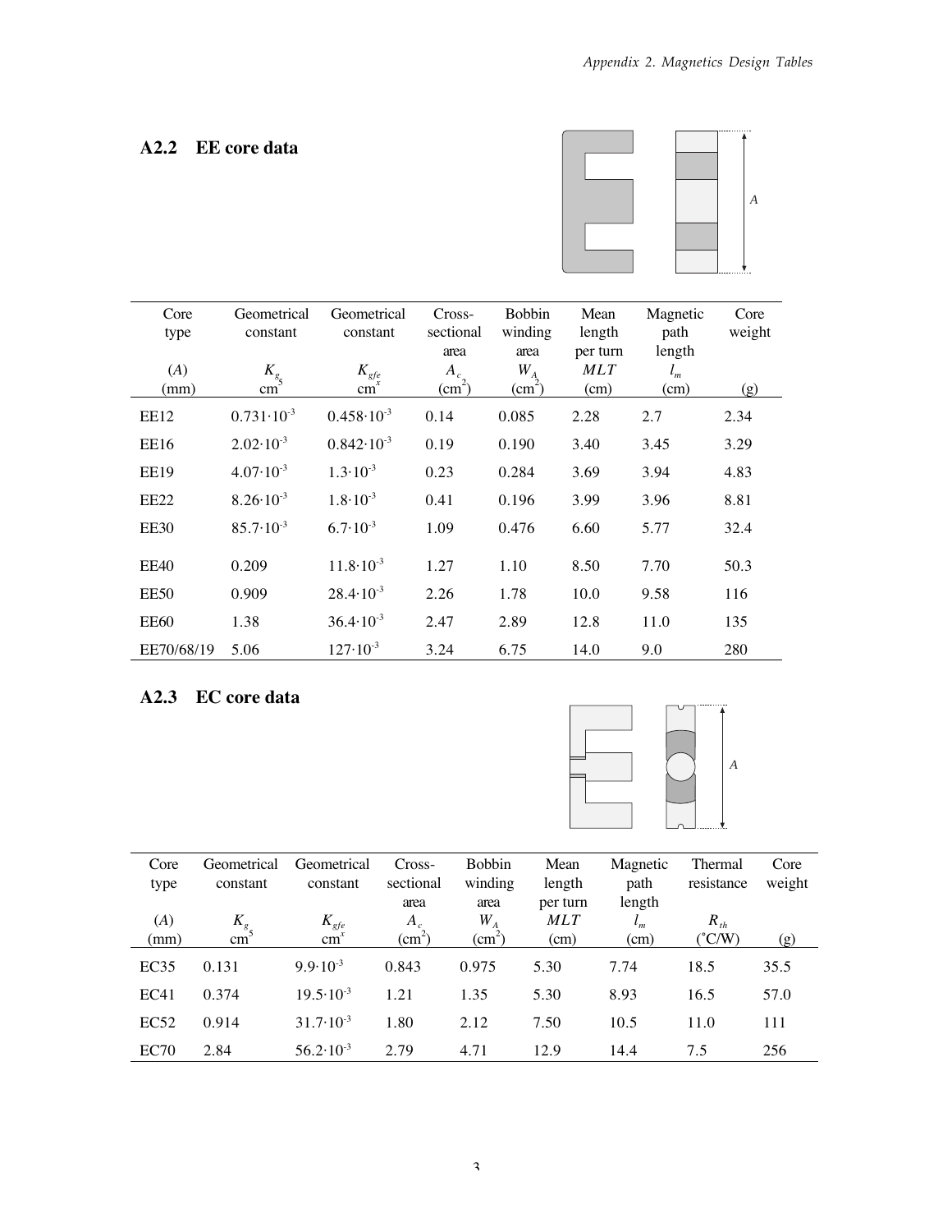## A2.2 EE core data

| Core type | Geometrical constant | Geometrical constant | Cross-sectional area | Bobbin winding area | Mean length per turn | Magnetic path length | Core weight |
|---|---|---|---|---|---|---|---|
| ($A$) (mm) | $K_g$ cm$^5$ | $K_{gfe}$ cm$^x$ | $A_c$ (cm$^2$) | $W_A$ (cm$^2$) | $MLT$ (cm) | $l_m$ (cm) | (g) |
| EE12 | $0.731 \cdot 10^{-3}$ | $0.458 \cdot 10^{-3}$ | 0.14 | 0.085 | 2.28 | 2.7 | 2.34 |
| EE16 | $2.02 \cdot 10^{-3}$ | $0.842 \cdot 10^{-3}$ | 0.19 | 0.190 | 3.40 | 3.45 | 3.29 |
| EE19 | $4.07 \cdot 10^{-3}$ | $1.3 \cdot 10^{-3}$ | 0.23 | 0.284 | 3.69 | 3.94 | 4.83 |
| EE22 | $8.26 \cdot 10^{-3}$ | $1.8 \cdot 10^{-3}$ | 0.41 | 0.196 | 3.99 | 3.96 | 8.81 |
| EE30 | $85.7 \cdot 10^{-3}$ | $6.7 \cdot 10^{-3}$ | 1.09 | 0.476 | 6.60 | 5.77 | 32.4 |
| EE40 | 0.209 | $11.8 \cdot 10^{-3}$ | 1.27 | 1.10 | 8.50 | 7.70 | 50.3 |
| EE50 | 0.909 | $28.4 \cdot 10^{-3}$ | 2.26 | 1.78 | 10.0 | 9.58 | 116 |
| EE60 | 1.38 | $36.4 \cdot 10^{-3}$ | 2.47 | 2.89 | 12.8 | 11.0 | 135 |
| EE70/68/19 | 5.06 | $127 \cdot 10^{-3}$ | 3.24 | 6.75 | 14.0 | 9.0 | 280 |

## A2.3 EC core data

| Core type | Geometrical constant | Geometrical constant | Cross-sectional area | Bobbin winding area | Mean length per turn | Magnetic path length | Thermal resistance | Core weight |
|---|---|---|---|---|---|---|---|---|
| ($A$) (mm) | $K_g$ cm$^5$ | $K_{gfe}$ cm$^x$ | $A_c$ (cm$^2$) | $W_A$ (cm$^2$) | $MLT$ (cm) | $l_m$ (cm) | $R_{th}$ (°C/W) | (g) |
| EC35 | 0.131 | $9.9 \cdot 10^{-3}$ | 0.843 | 0.975 | 5.30 | 7.74 | 18.5 | 35.5 |
| EC41 | 0.374 | $19.5 \cdot 10^{-3}$ | 1.21 | 1.35 | 5.30 | 8.93 | 16.5 | 57.0 |
| EC52 | 0.914 | $31.7 \cdot 10^{-3}$ | 1.80 | 2.12 | 7.50 | 10.5 | 11.0 | 111 |
| EC70 | 2.84 | $56.2 \cdot 10^{-3}$ | 2.79 | 4.71 | 12.9 | 14.4 | 7.5 | 256 |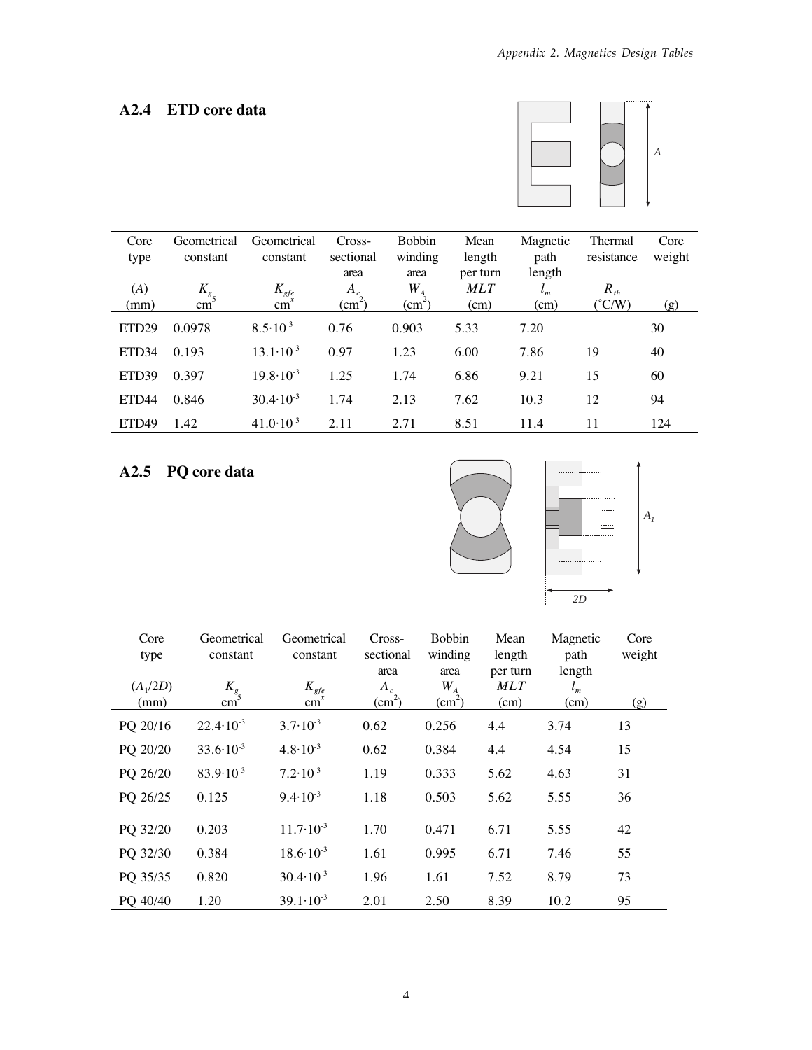## A2.4 ETD core data

| Core type | Geometrical constant | Geometrical constant | Cross-sectional area | Bobbin winding area | Mean length per turn | Magnetic path length | Thermal resistance | Core weight |
|---|---|---|---|---|---|---|---|---|
| $(A)$ (mm) | $K_g$ $cm^5$ | $K_{gfe}$ $cm^x$ | $A_c$ $(cm^2)$ | $W_A$ $(cm^2)$ | $MLT$ (cm) | $l_m$ (cm) | $R_{th}$ (°C/W) | (g) |
| ETD29 | 0.0978 | $8.5 \cdot 10^{-3}$ | 0.76 | 0.903 | 5.33 | 7.20 | | 30 |
| ETD34 | 0.193 | $13.1 \cdot 10^{-3}$ | 0.97 | 1.23 | 6.00 | 7.86 | 19 | 40 |
| ETD39 | 0.397 | $19.8 \cdot 10^{-3}$ | 1.25 | 1.74 | 6.86 | 9.21 | 15 | 60 |
| ETD44 | 0.846 | $30.4 \cdot 10^{-3}$ | 1.74 | 2.13 | 7.62 | 10.3 | 12 | 94 |
| ETD49 | 1.42 | $41.0 \cdot 10^{-3}$ | 2.11 | 2.71 | 8.51 | 11.4 | 11 | 124 |

## A2.5 PQ core data

| Core type | Geometrical constant | Geometrical constant | Cross-sectional area | Bobbin winding area | Mean length per turn | Magnetic path length | Core weight |
|---|---|---|---|---|---|---|---|
| $(A_1/2D)$ (mm) | $K_g$ $cm^5$ | $K_{gfe}$ $cm^x$ | $A_c$ $(cm^2)$ | $W_A$ $(cm^2)$ | $MLT$ (cm) | $l_m$ (cm) | (g) |
| PQ 20/16 | $22.4 \cdot 10^{-3}$ | $3.7 \cdot 10^{-3}$ | 0.62 | 0.256 | 4.4 | 3.74 | 13 |
| PQ 20/20 | $33.6 \cdot 10^{-3}$ | $4.8 \cdot 10^{-3}$ | 0.62 | 0.384 | 4.4 | 4.54 | 15 |
| PQ 26/20 | $83.9 \cdot 10^{-3}$ | $7.2 \cdot 10^{-3}$ | 1.19 | 0.333 | 5.62 | 4.63 | 31 |
| PQ 26/25 | 0.125 | $9.4 \cdot 10^{-3}$ | 1.18 | 0.503 | 5.62 | 5.55 | 36 |
| PQ 32/20 | 0.203 | $11.7 \cdot 10^{-3}$ | 1.70 | 0.471 | 6.71 | 5.55 | 42 |
| PQ 32/30 | 0.384 | $18.6 \cdot 10^{-3}$ | 1.61 | 0.995 | 6.71 | 7.46 | 55 |
| PQ 35/35 | 0.820 | $30.4 \cdot 10^{-3}$ | 1.96 | 1.61 | 7.52 | 8.79 | 73 |
| PQ 40/40 | 1.20 | $39.1 \cdot 10^{-3}$ | 2.01 | 2.50 | 8.39 | 10.2 | 95 |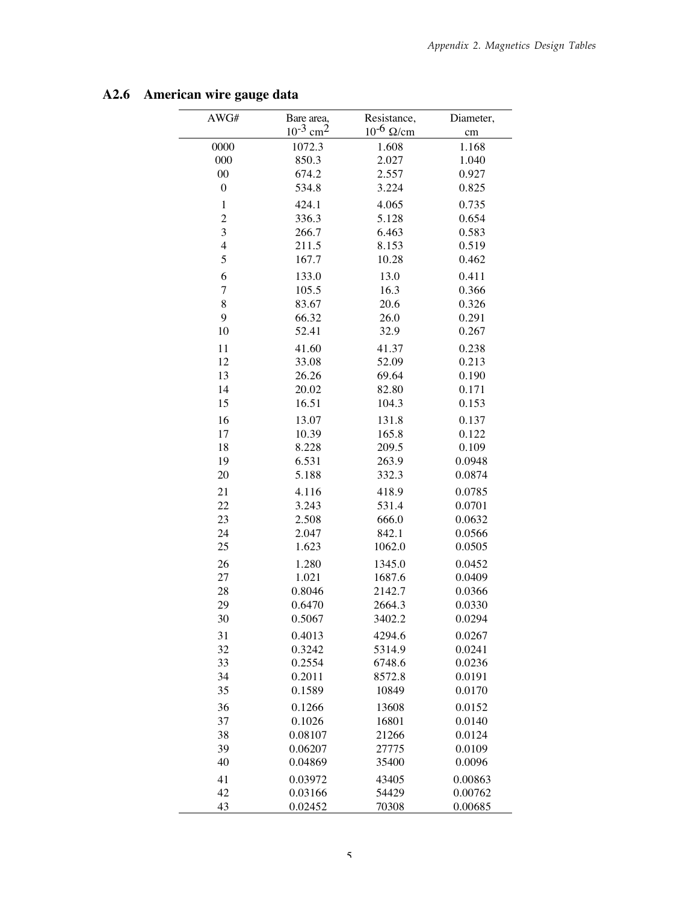## A2.6 American wire gauge data

| AWG# | Bare area, $10^{-3}$ cm$^2$ | Resistance, $10^{-6}$ $\Omega$/cm | Diameter, cm |
|---|---|---|---|
| 0000 | 1072.3 | 1.608 | 1.168 |
| 000 | 850.3 | 2.027 | 1.040 |
| 00 | 674.2 | 2.557 | 0.927 |
| 0 | 534.8 | 3.224 | 0.825 |
| 1 | 424.1 | 4.065 | 0.735 |
| 2 | 336.3 | 5.128 | 0.654 |
| 3 | 266.7 | 6.463 | 0.583 |
| 4 | 211.5 | 8.153 | 0.519 |
| 5 | 167.7 | 10.28 | 0.462 |
| 6 | 133.0 | 13.0 | 0.411 |
| 7 | 105.5 | 16.3 | 0.366 |
| 8 | 83.67 | 20.6 | 0.326 |
| 9 | 66.32 | 26.0 | 0.291 |
| 10 | 52.41 | 32.9 | 0.267 |
| 11 | 41.60 | 41.37 | 0.238 |
| 12 | 33.08 | 52.09 | 0.213 |
| 13 | 26.26 | 69.64 | 0.190 |
| 14 | 20.02 | 82.80 | 0.171 |
| 15 | 16.51 | 104.3 | 0.153 |
| 16 | 13.07 | 131.8 | 0.137 |
| 17 | 10.39 | 165.8 | 0.122 |
| 18 | 8.228 | 209.5 | 0.109 |
| 19 | 6.531 | 263.9 | 0.0948 |
| 20 | 5.188 | 332.3 | 0.0874 |
| 21 | 4.116 | 418.9 | 0.0785 |
| 22 | 3.243 | 531.4 | 0.0701 |
| 23 | 2.508 | 666.0 | 0.0632 |
| 24 | 2.047 | 842.1 | 0.0566 |
| 25 | 1.623 | 1062.0 | 0.0505 |
| 26 | 1.280 | 1345.0 | 0.0452 |
| 27 | 1.021 | 1687.6 | 0.0409 |
| 28 | 0.8046 | 2142.7 | 0.0366 |
| 29 | 0.6470 | 2664.3 | 0.0330 |
| 30 | 0.5067 | 3402.2 | 0.0294 |
| 31 | 0.4013 | 4294.6 | 0.0267 |
| 32 | 0.3242 | 5314.9 | 0.0241 |
| 33 | 0.2554 | 6748.6 | 0.0236 |
| 34 | 0.2011 | 8572.8 | 0.0191 |
| 35 | 0.1589 | 10849 | 0.0170 |
| 36 | 0.1266 | 13608 | 0.0152 |
| 37 | 0.1026 | 16801 | 0.0140 |
| 38 | 0.08107 | 21266 | 0.0124 |
| 39 | 0.06207 | 27775 | 0.0109 |
| 40 | 0.04869 | 35400 | 0.0096 |
| 41 | 0.03972 | 43405 | 0.00863 |
| 42 | 0.03166 | 54429 | 0.00762 |
| 43 | 0.02452 | 70308 | 0.00685 |